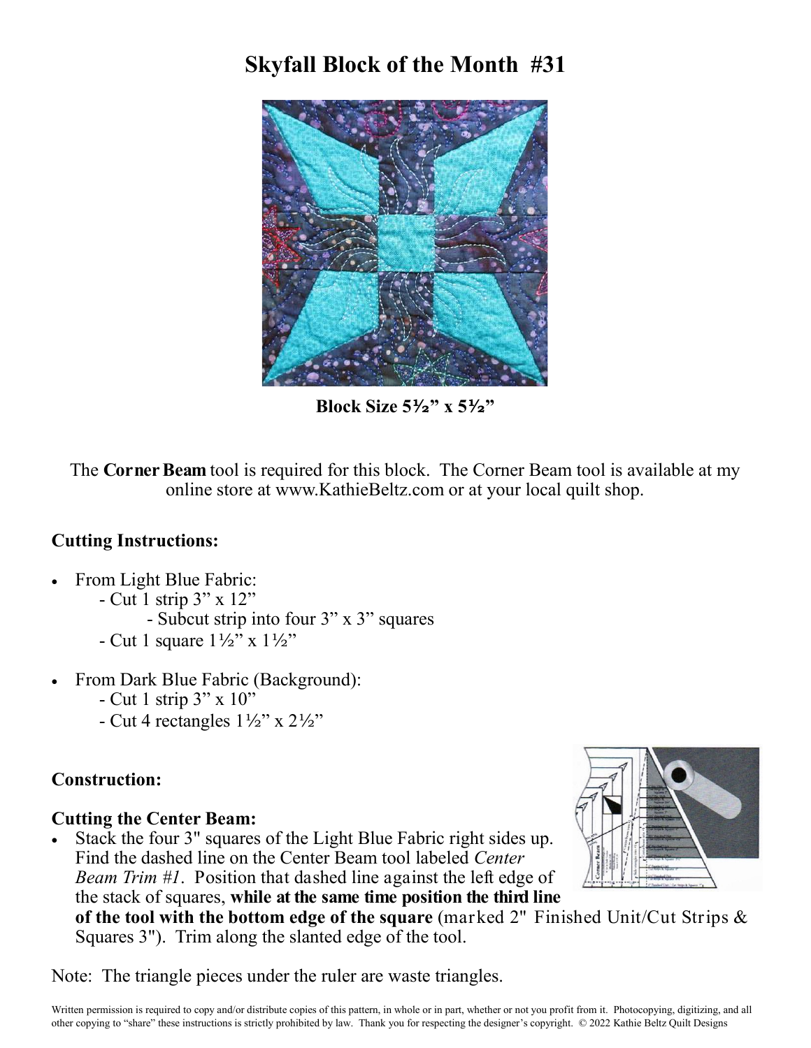# Skyfall Block of the Month #31

**Block Size 5½" x 5½"**

The **Corner Beam** tool is required for this block. The Corner Beam tool is available at my online store at www.KathieBeltz.com or at your local quilt shop.

### Cutting Instructions:

- From Light Blue Fabric:
  - Cut 1 strip 3" x 12"
    - Subcut strip into four 3" x 3" squares
  - Cut 1 square 1½" x 1½"

- From Dark Blue Fabric (Background):
  - Cut 1 strip 3" x 10"
  - Cut 4 rectangles 1½" x 2½"

### Construction:

#### Cutting the Center Beam:

- Stack the four 3" squares of the Light Blue Fabric right sides up. Find the dashed line on the Center Beam tool labeled *Center Beam Trim #1*. Position that dashed line against the left edge of the stack of squares, **while at the same time position the third line of the tool with the bottom edge of the square** (marked 2" Finished Unit/Cut Strips & Squares 3"). Trim along the slanted edge of the tool.

Note: The triangle pieces under the ruler are waste triangles.

Written permission is required to copy and/or distribute copies of this pattern, in whole or in part, whether or not you profit from it. Photocopying, digitizing, and all other copying to "share" these instructions is strictly prohibited by law. Thank you for respecting the designer's copyright. © 2022 Kathie Beltz Quilt Designs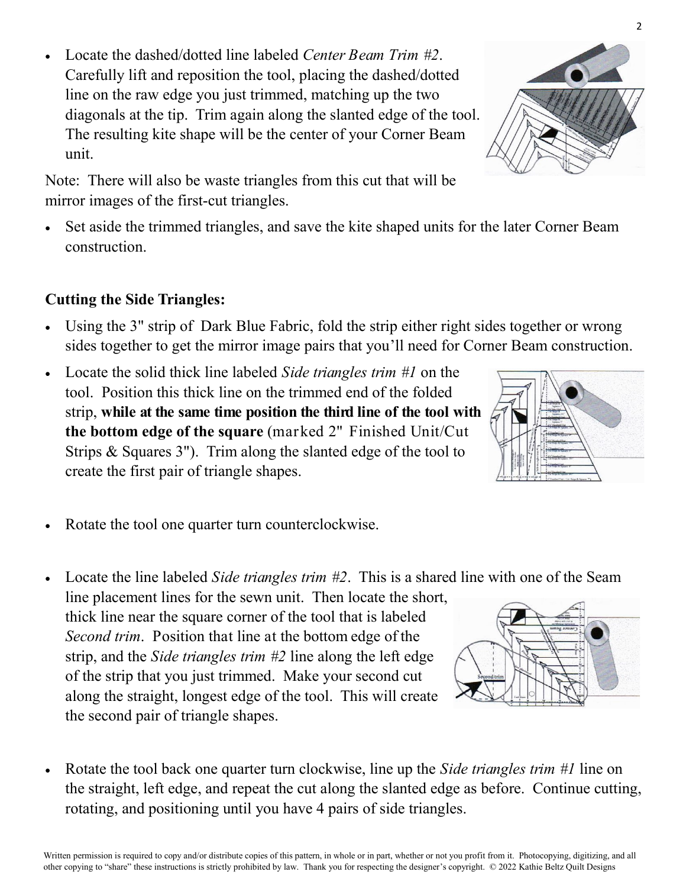- Locate the dashed/dotted line labeled *Center Beam Trim #2*. Carefully lift and reposition the tool, placing the dashed/dotted line on the raw edge you just trimmed, matching up the two diagonals at the tip. Trim again along the slanted edge of the tool. The resulting kite shape will be the center of your Corner Beam unit.

Note: There will also be waste triangles from this cut that will be mirror images of the first-cut triangles.

- Set aside the trimmed triangles, and save the kite shaped units for the later Corner Beam construction.

**Cutting the Side Triangles:**

- Using the 3" strip of Dark Blue Fabric, fold the strip either right sides together or wrong sides together to get the mirror image pairs that you'll need for Corner Beam construction.
- Locate the solid thick line labeled *Side triangles trim #1* on the tool. Position this thick line on the trimmed end of the folded strip, **while at the same time position the third line of the tool with the bottom edge of the square** (marked 2" Finished Unit/Cut Strips & Squares 3"). Trim along the slanted edge of the tool to create the first pair of triangle shapes.
- Rotate the tool one quarter turn counterclockwise.
- Locate the line labeled *Side triangles trim #2*. This is a shared line with one of the Seam line placement lines for the sewn unit. Then locate the short, thick line near the square corner of the tool that is labeled *Second trim*. Position that line at the bottom edge of the strip, and the *Side triangles trim #2* line along the left edge of the strip that you just trimmed. Make your second cut along the straight, longest edge of the tool. This will create the second pair of triangle shapes.
- Rotate the tool back one quarter turn clockwise, line up the *Side triangles trim #1* line on the straight, left edge, and repeat the cut along the slanted edge as before. Continue cutting, rotating, and positioning until you have 4 pairs of side triangles.

Written permission is required to copy and/or distribute copies of this pattern, in whole or in part, whether or not you profit from it. Photocopying, digitizing, and all other copying to "share" these instructions is strictly prohibited by law. Thank you for respecting the designer's copyright. © 2022 Kathie Beltz Quilt Designs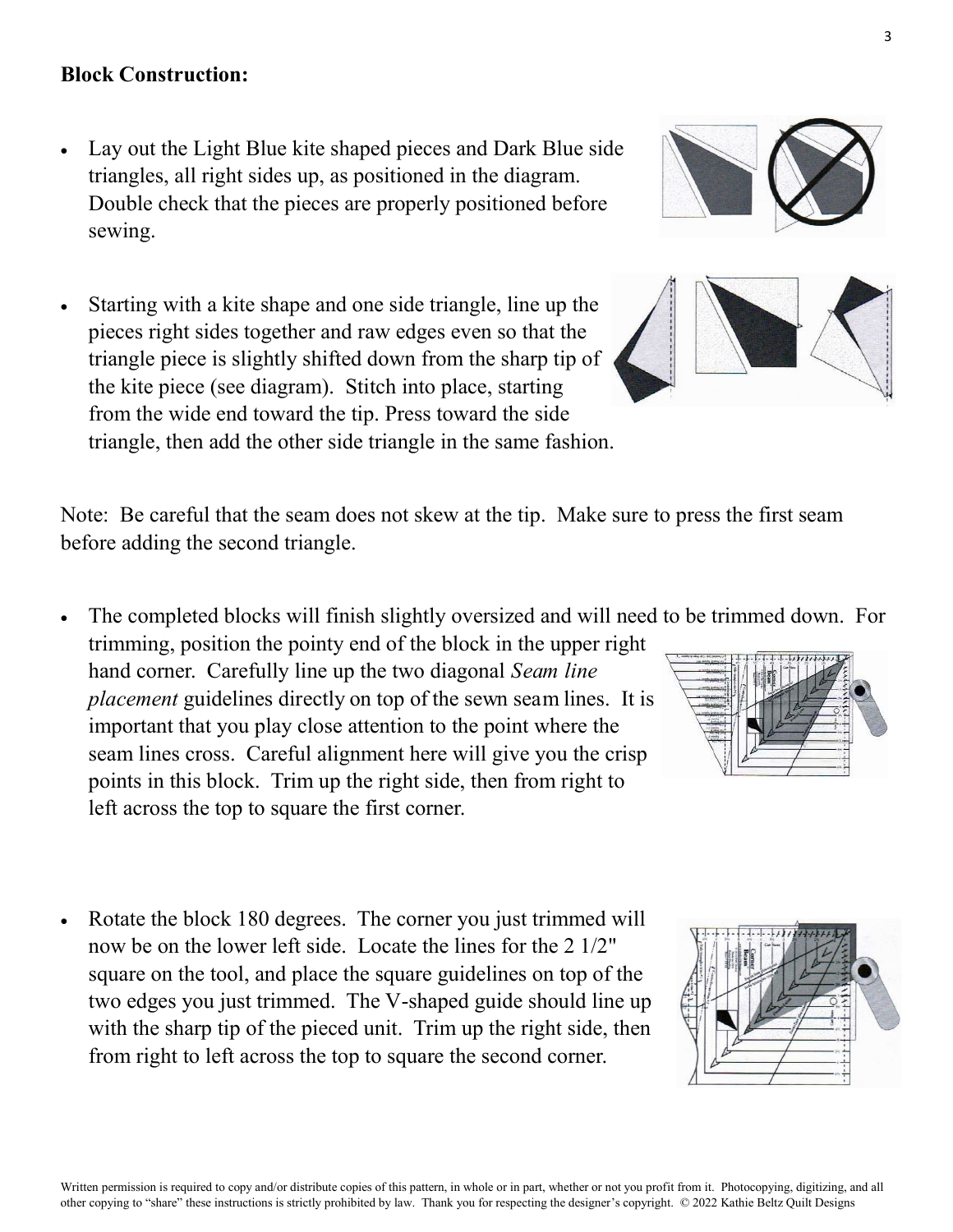**Block Construction:**

- Lay out the Light Blue kite shaped pieces and Dark Blue side triangles, all right sides up, as positioned in the diagram. Double check that the pieces are properly positioned before sewing.

- Starting with a kite shape and one side triangle, line up the pieces right sides together and raw edges even so that the triangle piece is slightly shifted down from the sharp tip of the kite piece (see diagram). Stitch into place, starting from the wide end toward the tip. Press toward the side triangle, then add the other side triangle in the same fashion.

Note: Be careful that the seam does not skew at the tip. Make sure to press the first seam before adding the second triangle.

- The completed blocks will finish slightly oversized and will need to be trimmed down. For trimming, position the pointy end of the block in the upper right hand corner. Carefully line up the two diagonal *Seam line placement* guidelines directly on top of the sewn seam lines. It is important that you play close attention to the point where the seam lines cross. Careful alignment here will give you the crisp points in this block. Trim up the right side, then from right to left across the top to square the first corner.

- Rotate the block 180 degrees. The corner you just trimmed will now be on the lower left side. Locate the lines for the 2 1/2" square on the tool, and place the square guidelines on top of the two edges you just trimmed. The V-shaped guide should line up with the sharp tip of the pieced unit. Trim up the right side, then from right to left across the top to square the second corner.

Written permission is required to copy and/or distribute copies of this pattern, in whole or in part, whether or not you profit from it. Photocopying, digitizing, and all other copying to "share" these instructions is strictly prohibited by law. Thank you for respecting the designer's copyright. © 2022 Kathie Beltz Quilt Designs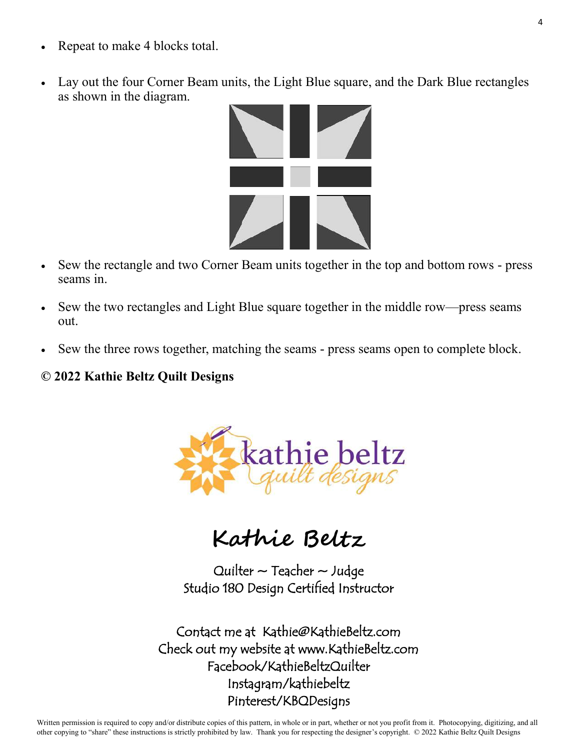- Repeat to make 4 blocks total.
- Lay out the four Corner Beam units, the Light Blue square, and the Dark Blue rectangles as shown in the diagram.
- Sew the rectangle and two Corner Beam units together in the top and bottom rows - press seams in.
- Sew the two rectangles and Light Blue square together in the middle row—press seams out.
- Sew the three rows together, matching the seams - press seams open to complete block.

**© 2022 Kathie Beltz Quilt Designs**

kathie beltz
*quilt designs*

# Kathie Beltz

Quilter ~ Teacher ~ Judge
Studio 180 Design Certified Instructor

Contact me at Kathie@KathieBeltz.com
Check out my website at www.KathieBeltz.com
Facebook/KathieBeltzQuilter
Instagram/kathiebeltz
Pinterest/KBQDesigns

Written permission is required to copy and/or distribute copies of this pattern, in whole or in part, whether or not you profit from it. Photocopying, digitizing, and all other copying to "share" these instructions is strictly prohibited by law. Thank you for respecting the designer's copyright. © 2022 Kathie Beltz Quilt Designs